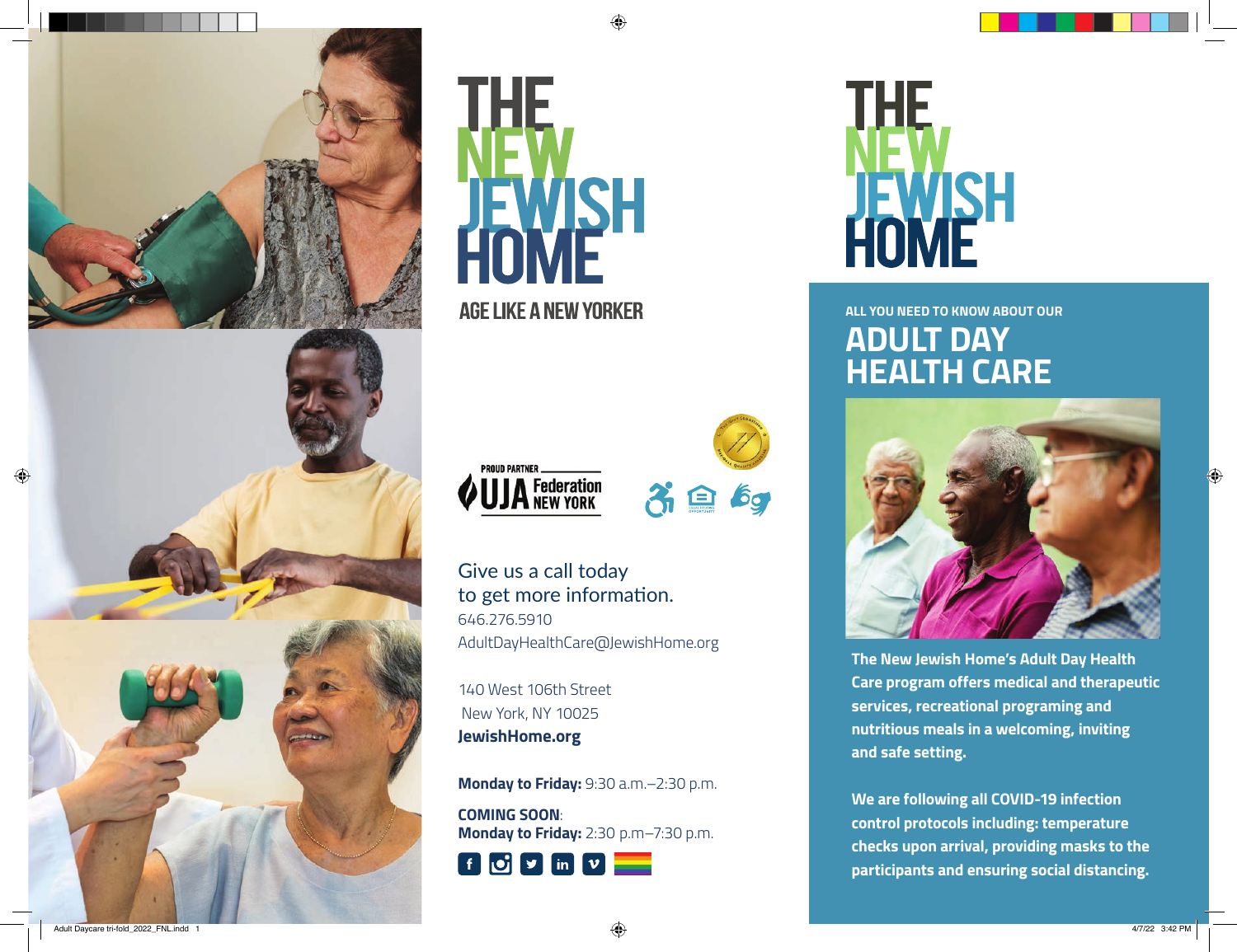# THE NEW JEWISH HOME

AGE LIKE A NEW YORKER

PROUD PARTNER UJA Federation NEW YORK

Give us a call today to get more information.
646.276.5910
AdultDayHealthCare@JewishHome.org

140 West 106th Street
New York, NY 10025
**JewishHome.org**

**Monday to Friday:** 9:30 a.m.–2:30 p.m.

**COMING SOON**:
**Monday to Friday:** 2:30 p.m–7:30 p.m.

# THE NEW JEWISH HOME

ALL YOU NEED TO KNOW ABOUT OUR

## ADULT DAY HEALTH CARE

**The New Jewish Home's Adult Day Health Care program offers medical and therapeutic services, recreational programing and nutritious meals in a welcoming, inviting and safe setting.**

**We are following all COVID-19 infection control protocols including: temperature checks upon arrival, providing masks to the participants and ensuring social distancing.**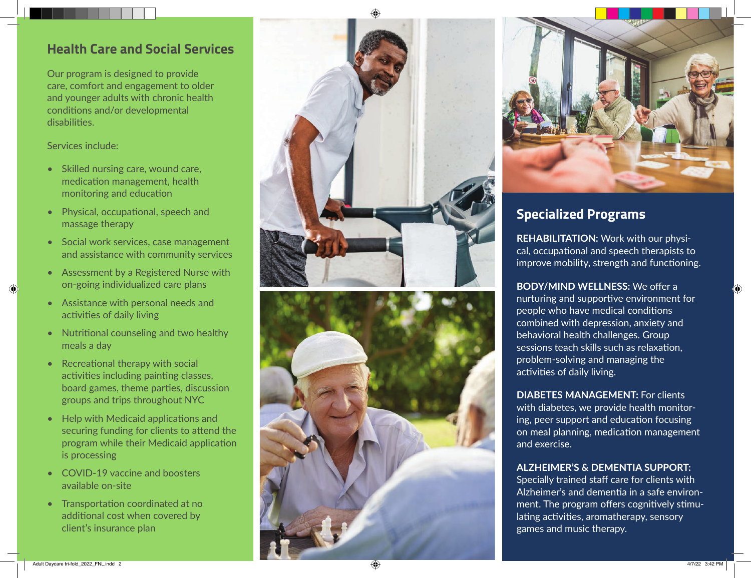## Health Care and Social Services

Our program is designed to provide care, comfort and engagement to older and younger adults with chronic health conditions and/or developmental disabilities.

Services include:

- Skilled nursing care, wound care, medication management, health monitoring and education
- Physical, occupational, speech and massage therapy
- Social work services, case management and assistance with community services
- Assessment by a Registered Nurse with on-going individualized care plans
- Assistance with personal needs and activities of daily living
- Nutritional counseling and two healthy meals a day
- Recreational therapy with social activities including painting classes, board games, theme parties, discussion groups and trips throughout NYC
- Help with Medicaid applications and securing funding for clients to attend the program while their Medicaid application is processing
- COVID-19 vaccine and boosters available on-site
- Transportation coordinated at no additional cost when covered by client's insurance plan

## Specialized Programs

**REHABILITATION:** Work with our physical, occupational and speech therapists to improve mobility, strength and functioning.

**BODY/MIND WELLNESS:** We offer a nurturing and supportive environment for people who have medical conditions combined with depression, anxiety and behavioral health challenges. Group sessions teach skills such as relaxation, problem-solving and managing the activities of daily living.

**DIABETES MANAGEMENT:** For clients with diabetes, we provide health monitoring, peer support and education focusing on meal planning, medication management and exercise.

**ALZHEIMER'S & DEMENTIA SUPPORT:** Specially trained staff care for clients with Alzheimer's and dementia in a safe environment. The program offers cognitively stimulating activities, aromatherapy, sensory games and music therapy.